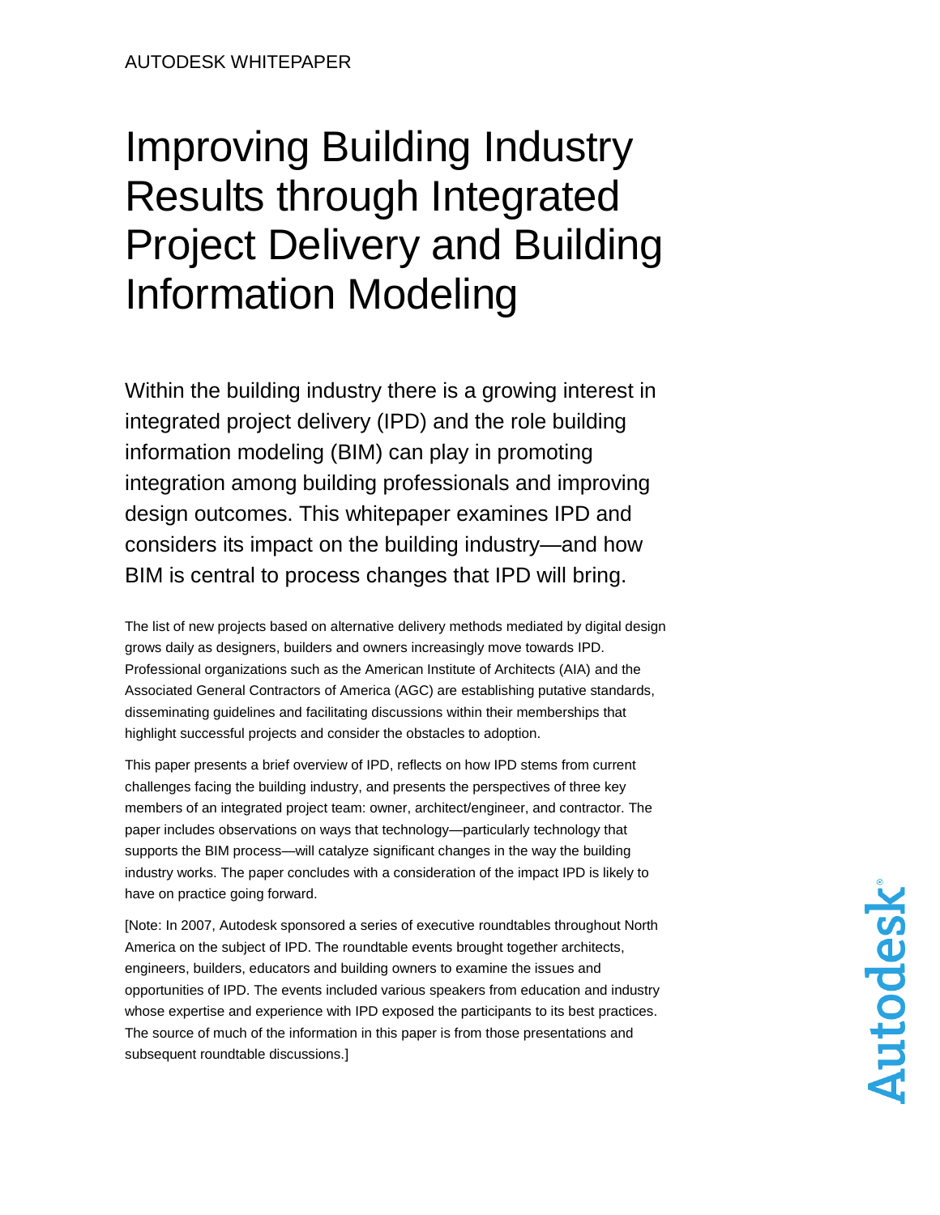AUTODESK WHITEPAPER

# Improving Building Industry Results through Integrated Project Delivery and Building Information Modeling

Within the building industry there is a growing interest in integrated project delivery (IPD) and the role building information modeling (BIM) can play in promoting integration among building professionals and improving design outcomes. This whitepaper examines IPD and considers its impact on the building industry—and how BIM is central to process changes that IPD will bring.

The list of new projects based on alternative delivery methods mediated by digital design grows daily as designers, builders and owners increasingly move towards IPD. Professional organizations such as the American Institute of Architects (AIA) and the Associated General Contractors of America (AGC) are establishing putative standards, disseminating guidelines and facilitating discussions within their memberships that highlight successful projects and consider the obstacles to adoption.

This paper presents a brief overview of IPD, reflects on how IPD stems from current challenges facing the building industry, and presents the perspectives of three key members of an integrated project team: owner, architect/engineer, and contractor. The paper includes observations on ways that technology—particularly technology that supports the BIM process—will catalyze significant changes in the way the building industry works. The paper concludes with a consideration of the impact IPD is likely to have on practice going forward.

[Note: In 2007, Autodesk sponsored a series of executive roundtables throughout North America on the subject of IPD. The roundtable events brought together architects, engineers, builders, educators and building owners to examine the issues and opportunities of IPD. The events included various speakers from education and industry whose expertise and experience with IPD exposed the participants to its best practices. The source of much of the information in this paper is from those presentations and subsequent roundtable discussions.]

Autodesk®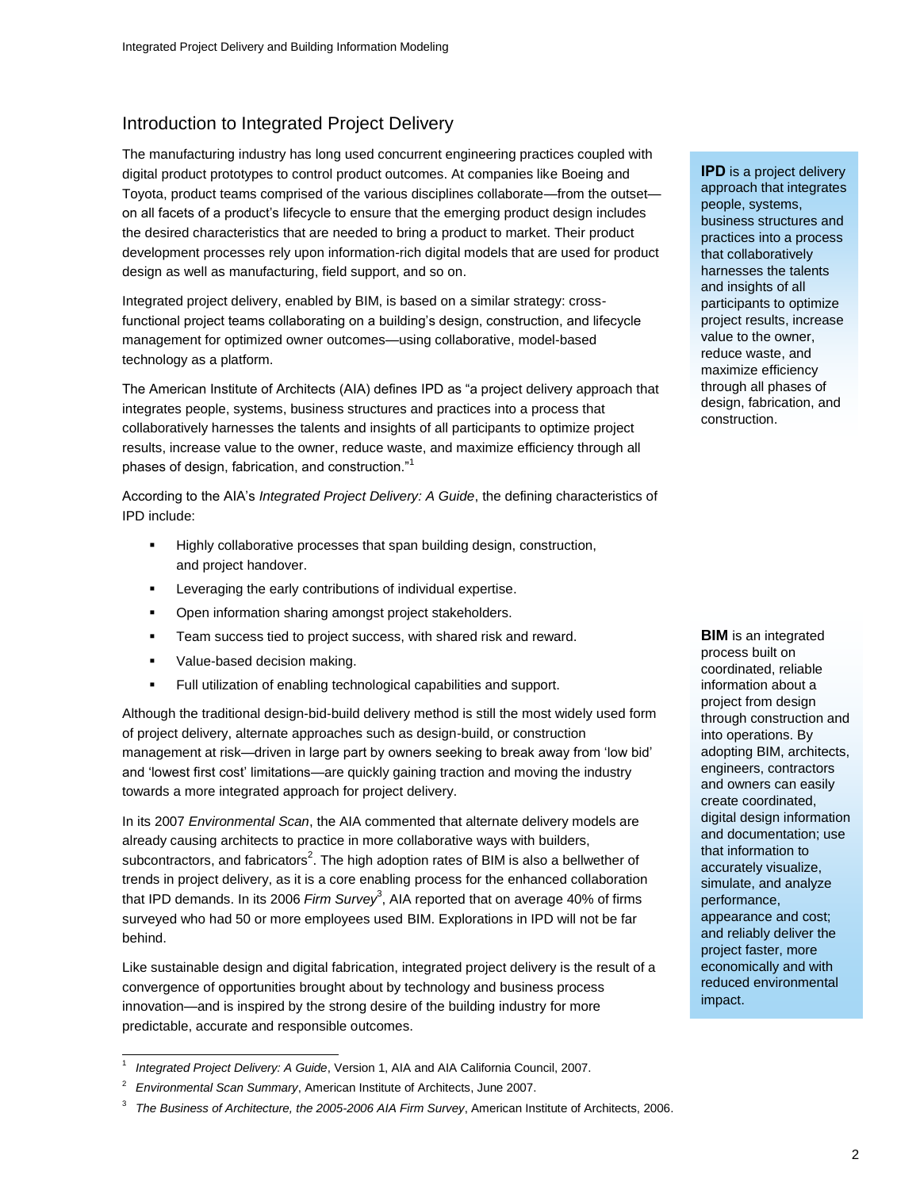## Introduction to Integrated Project Delivery

The manufacturing industry has long used concurrent engineering practices coupled with digital product prototypes to control product outcomes. At companies like Boeing and Toyota, product teams comprised of the various disciplines collaborate—from the outset—on all facets of a product's lifecycle to ensure that the emerging product design includes the desired characteristics that are needed to bring a product to market. Their product development processes rely upon information-rich digital models that are used for product design as well as manufacturing, field support, and so on.

Integrated project delivery, enabled by BIM, is based on a similar strategy: cross-functional project teams collaborating on a building's design, construction, and lifecycle management for optimized owner outcomes—using collaborative, model-based technology as a platform.

The American Institute of Architects (AIA) defines IPD as "a project delivery approach that integrates people, systems, business structures and practices into a process that collaboratively harnesses the talents and insights of all participants to optimize project results, increase value to the owner, reduce waste, and maximize efficiency through all phases of design, fabrication, and construction."[1]

> **IPD** is a project delivery approach that integrates people, systems, business structures and practices into a process that collaboratively harnesses the talents and insights of all participants to optimize project results, increase value to the owner, reduce waste, and maximize efficiency through all phases of design, fabrication, and construction.

According to the AIA's *Integrated Project Delivery: A Guide*, the defining characteristics of IPD include:

- Highly collaborative processes that span building design, construction, and project handover.
- Leveraging the early contributions of individual expertise.
- Open information sharing amongst project stakeholders.
- Team success tied to project success, with shared risk and reward.
- Value-based decision making.
- Full utilization of enabling technological capabilities and support.

Although the traditional design-bid-build delivery method is still the most widely used form of project delivery, alternate approaches such as design-build, or construction management at risk—driven in large part by owners seeking to break away from 'low bid' and 'lowest first cost' limitations—are quickly gaining traction and moving the industry towards a more integrated approach for project delivery.

In its 2007 *Environmental Scan*, the AIA commented that alternate delivery models are already causing architects to practice in more collaborative ways with builders, subcontractors, and fabricators[2]. The high adoption rates of BIM is also a bellwether of trends in project delivery, as it is a core enabling process for the enhanced collaboration that IPD demands. In its 2006 *Firm Survey*[3], AIA reported that on average 40% of firms surveyed who had 50 or more employees used BIM. Explorations in IPD will not be far behind.

Like sustainable design and digital fabrication, integrated project delivery is the result of a convergence of opportunities brought about by technology and business process innovation—and is inspired by the strong desire of the building industry for more predictable, accurate and responsible outcomes.

> **BIM** is an integrated process built on coordinated, reliable information about a project from design through construction and into operations. By adopting BIM, architects, engineers, contractors and owners can easily create coordinated, digital design information and documentation; use that information to accurately visualize, simulate, and analyze performance, appearance and cost; and reliably deliver the project faster, more economically and with reduced environmental impact.

---

1 *Integrated Project Delivery: A Guide*, Version 1, AIA and AIA California Council, 2007.

2 *Environmental Scan Summary*, American Institute of Architects, June 2007.

3 *The Business of Architecture, the 2005-2006 AIA Firm Survey*, American Institute of Architects, 2006.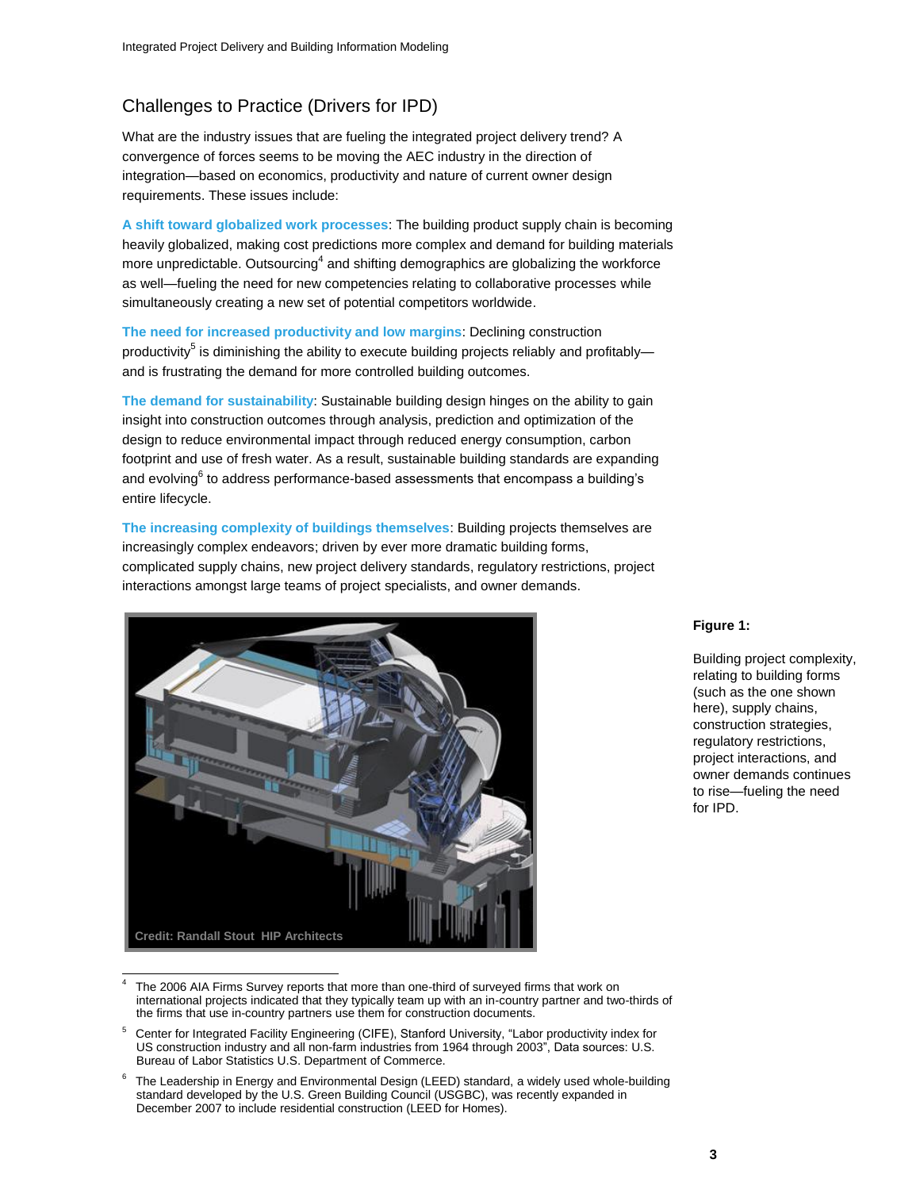## Challenges to Practice (Drivers for IPD)

What are the industry issues that are fueling the integrated project delivery trend? A convergence of forces seems to be moving the AEC industry in the direction of integration—based on economics, productivity and nature of current owner design requirements. These issues include:

**A shift toward globalized work processes**: The building product supply chain is becoming heavily globalized, making cost predictions more complex and demand for building materials more unpredictable. Outsourcing[4] and shifting demographics are globalizing the workforce as well—fueling the need for new competencies relating to collaborative processes while simultaneously creating a new set of potential competitors worldwide.

**The need for increased productivity and low margins**: Declining construction productivity[5] is diminishing the ability to execute building projects reliably and profitably—and is frustrating the demand for more controlled building outcomes.

**The demand for sustainability**: Sustainable building design hinges on the ability to gain insight into construction outcomes through analysis, prediction and optimization of the design to reduce environmental impact through reduced energy consumption, carbon footprint and use of fresh water. As a result, sustainable building standards are expanding and evolving[6] to address performance-based assessments that encompass a building's entire lifecycle.

**The increasing complexity of buildings themselves**: Building projects themselves are increasingly complex endeavors; driven by ever more dramatic building forms, complicated supply chains, new project delivery standards, regulatory restrictions, project interactions amongst large teams of project specialists, and owner demands.

Credit: Randall Stout HIP Architects

**Figure 1:**

Building project complexity, relating to building forms (such as the one shown here), supply chains, construction strategies, regulatory restrictions, project interactions, and owner demands continues to rise—fueling the need for IPD.

---

[4] The 2006 AIA Firms Survey reports that more than one-third of surveyed firms that work on international projects indicated that they typically team up with an in-country partner and two-thirds of the firms that use in-country partners use them for construction documents.

[5] Center for Integrated Facility Engineering (CIFE), Stanford University, "Labor productivity index for US construction industry and all non-farm industries from 1964 through 2003", Data sources: U.S. Bureau of Labor Statistics U.S. Department of Commerce.

[6] The Leadership in Energy and Environmental Design (LEED) standard, a widely used whole-building standard developed by the U.S. Green Building Council (USGBC), was recently expanded in December 2007 to include residential construction (LEED for Homes).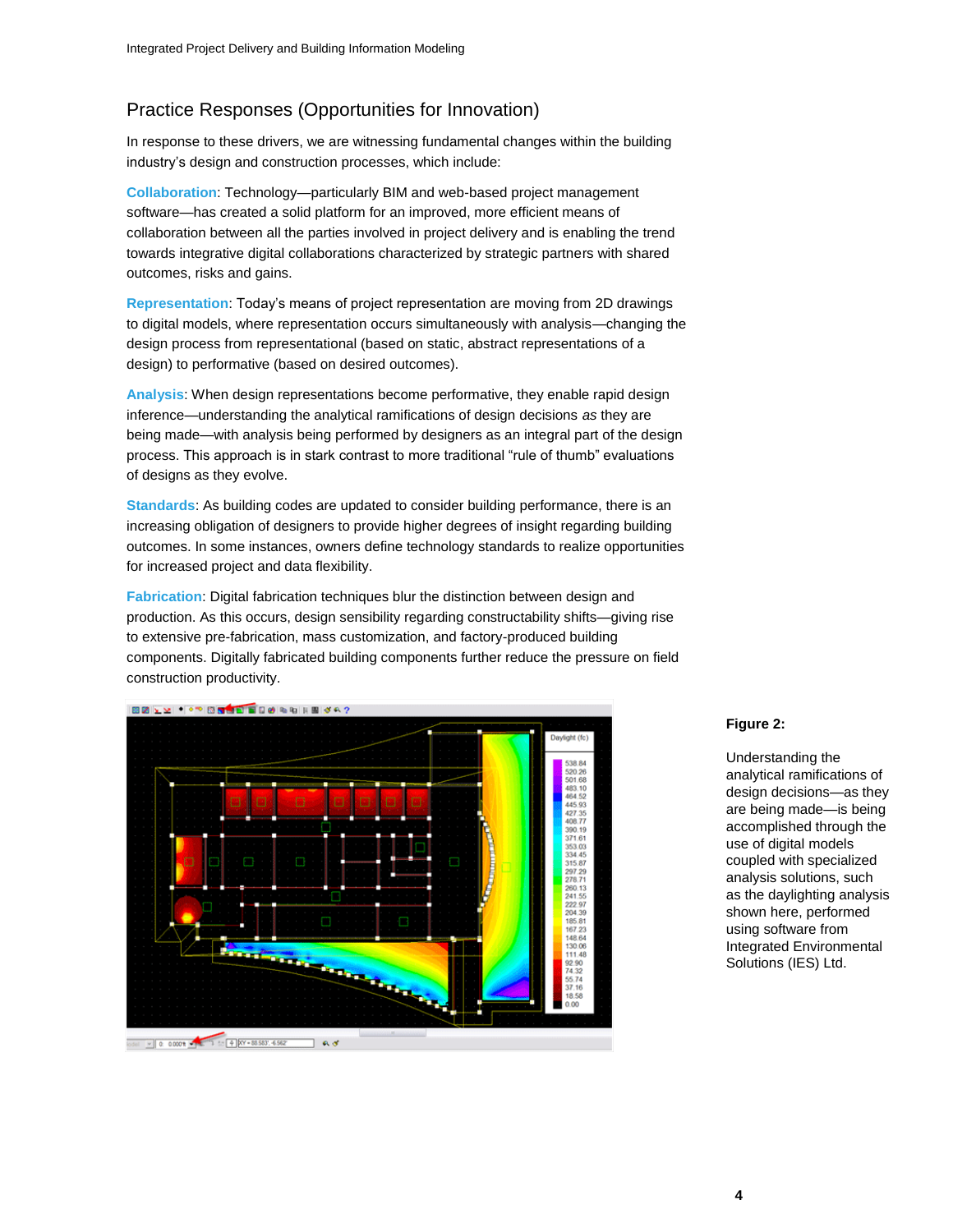## Practice Responses (Opportunities for Innovation)

In response to these drivers, we are witnessing fundamental changes within the building industry's design and construction processes, which include:

**Collaboration**: Technology—particularly BIM and web-based project management software—has created a solid platform for an improved, more efficient means of collaboration between all the parties involved in project delivery and is enabling the trend towards integrative digital collaborations characterized by strategic partners with shared outcomes, risks and gains.

**Representation**: Today's means of project representation are moving from 2D drawings to digital models, where representation occurs simultaneously with analysis—changing the design process from representational (based on static, abstract representations of a design) to performative (based on desired outcomes).

**Analysis**: When design representations become performative, they enable rapid design inference—understanding the analytical ramifications of design decisions *as* they are being made—with analysis being performed by designers as an integral part of the design process. This approach is in stark contrast to more traditional "rule of thumb" evaluations of designs as they evolve.

**Standards**: As building codes are updated to consider building performance, there is an increasing obligation of designers to provide higher degrees of insight regarding building outcomes. In some instances, owners define technology standards to realize opportunities for increased project and data flexibility.

**Fabrication**: Digital fabrication techniques blur the distinction between design and production. As this occurs, design sensibility regarding constructability shifts—giving rise to extensive pre-fabrication, mass customization, and factory-produced building components. Digitally fabricated building components further reduce the pressure on field construction productivity.

**Figure 2:**

Understanding the analytical ramifications of design decisions—as they are being made—is being accomplished through the use of digital models coupled with specialized analysis solutions, such as the daylighting analysis shown here, performed using software from Integrated Environmental Solutions (IES) Ltd.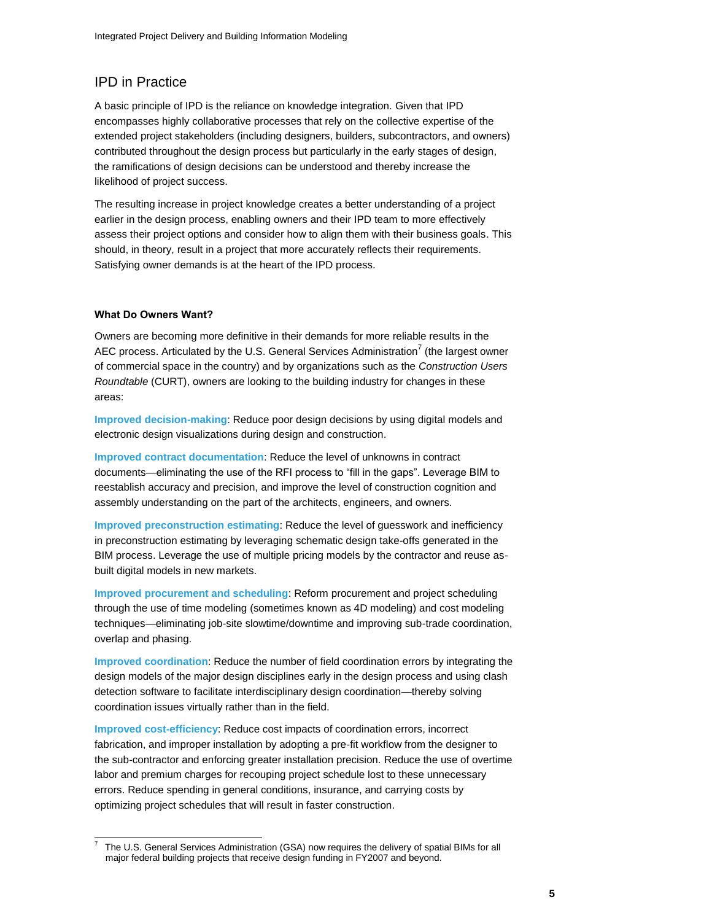## IPD in Practice

A basic principle of IPD is the reliance on knowledge integration. Given that IPD encompasses highly collaborative processes that rely on the collective expertise of the extended project stakeholders (including designers, builders, subcontractors, and owners) contributed throughout the design process but particularly in the early stages of design, the ramifications of design decisions can be understood and thereby increase the likelihood of project success.

The resulting increase in project knowledge creates a better understanding of a project earlier in the design process, enabling owners and their IPD team to more effectively assess their project options and consider how to align them with their business goals. This should, in theory, result in a project that more accurately reflects their requirements. Satisfying owner demands is at the heart of the IPD process.

### What Do Owners Want?

Owners are becoming more definitive in their demands for more reliable results in the AEC process. Articulated by the U.S. General Services Administration[7] (the largest owner of commercial space in the country) and by organizations such as the *Construction Users Roundtable* (CURT), owners are looking to the building industry for changes in these areas:

**Improved decision-making**: Reduce poor design decisions by using digital models and electronic design visualizations during design and construction.

**Improved contract documentation**: Reduce the level of unknowns in contract documents—eliminating the use of the RFI process to "fill in the gaps". Leverage BIM to reestablish accuracy and precision, and improve the level of construction cognition and assembly understanding on the part of the architects, engineers, and owners.

**Improved preconstruction estimating**: Reduce the level of guesswork and inefficiency in preconstruction estimating by leveraging schematic design take-offs generated in the BIM process. Leverage the use of multiple pricing models by the contractor and reuse as-built digital models in new markets.

**Improved procurement and scheduling**: Reform procurement and project scheduling through the use of time modeling (sometimes known as 4D modeling) and cost modeling techniques—eliminating job-site slowtime/downtime and improving sub-trade coordination, overlap and phasing.

**Improved coordination**: Reduce the number of field coordination errors by integrating the design models of the major design disciplines early in the design process and using clash detection software to facilitate interdisciplinary design coordination—thereby solving coordination issues virtually rather than in the field.

**Improved cost-efficiency**: Reduce cost impacts of coordination errors, incorrect fabrication, and improper installation by adopting a pre-fit workflow from the designer to the sub-contractor and enforcing greater installation precision. Reduce the use of overtime labor and premium charges for recouping project schedule lost to these unnecessary errors. Reduce spending in general conditions, insurance, and carrying costs by optimizing project schedules that will result in faster construction.

---

[7] The U.S. General Services Administration (GSA) now requires the delivery of spatial BIMs for all major federal building projects that receive design funding in FY2007 and beyond.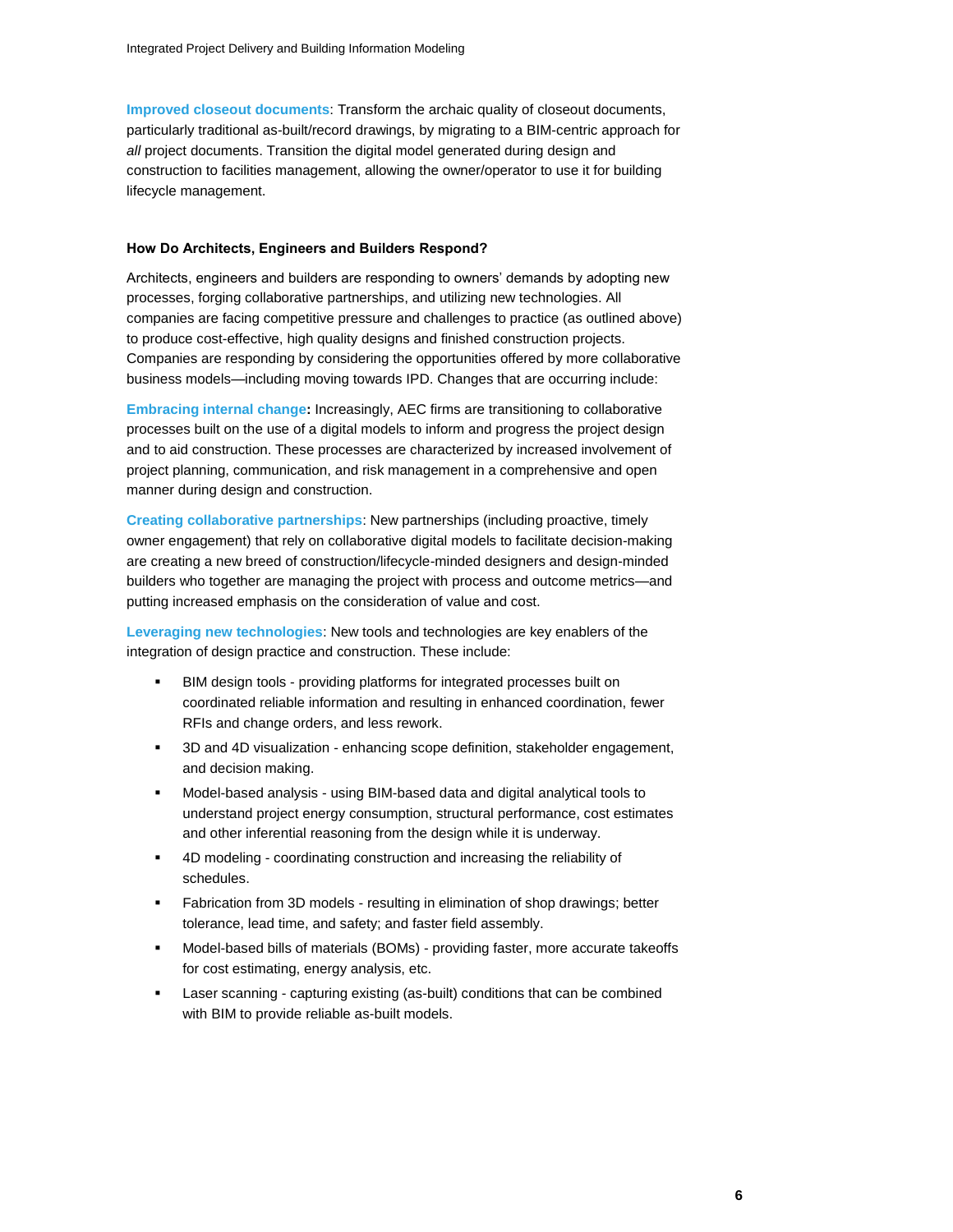**Improved closeout documents**: Transform the archaic quality of closeout documents, particularly traditional as-built/record drawings, by migrating to a BIM-centric approach for *all* project documents. Transition the digital model generated during design and construction to facilities management, allowing the owner/operator to use it for building lifecycle management.

### How Do Architects, Engineers and Builders Respond?

Architects, engineers and builders are responding to owners' demands by adopting new processes, forging collaborative partnerships, and utilizing new technologies. All companies are facing competitive pressure and challenges to practice (as outlined above) to produce cost-effective, high quality designs and finished construction projects. Companies are responding by considering the opportunities offered by more collaborative business models—including moving towards IPD. Changes that are occurring include:

**Embracing internal change:** Increasingly, AEC firms are transitioning to collaborative processes built on the use of a digital models to inform and progress the project design and to aid construction. These processes are characterized by increased involvement of project planning, communication, and risk management in a comprehensive and open manner during design and construction.

**Creating collaborative partnerships**: New partnerships (including proactive, timely owner engagement) that rely on collaborative digital models to facilitate decision-making are creating a new breed of construction/lifecycle-minded designers and design-minded builders who together are managing the project with process and outcome metrics—and putting increased emphasis on the consideration of value and cost.

**Leveraging new technologies**: New tools and technologies are key enablers of the integration of design practice and construction. These include:

- BIM design tools - providing platforms for integrated processes built on coordinated reliable information and resulting in enhanced coordination, fewer RFIs and change orders, and less rework.
- 3D and 4D visualization - enhancing scope definition, stakeholder engagement, and decision making.
- Model-based analysis - using BIM-based data and digital analytical tools to understand project energy consumption, structural performance, cost estimates and other inferential reasoning from the design while it is underway.
- 4D modeling - coordinating construction and increasing the reliability of schedules.
- Fabrication from 3D models - resulting in elimination of shop drawings; better tolerance, lead time, and safety; and faster field assembly.
- Model-based bills of materials (BOMs) - providing faster, more accurate takeoffs for cost estimating, energy analysis, etc.
- Laser scanning - capturing existing (as-built) conditions that can be combined with BIM to provide reliable as-built models.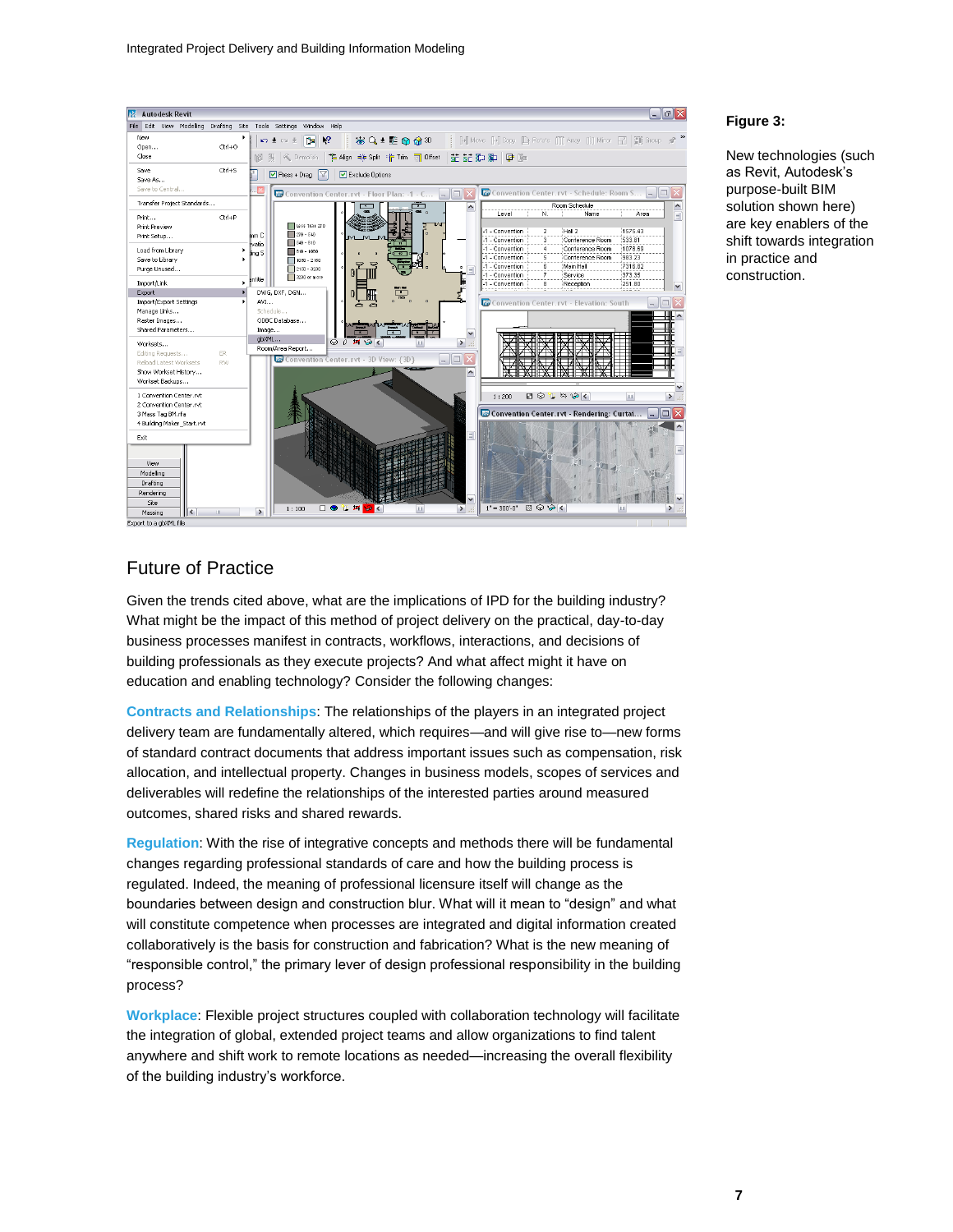**Figure 3:**

New technologies (such as Revit, Autodesk's purpose-built BIM solution shown here) are key enablers of the shift towards integration in practice and construction.

## Future of Practice

Given the trends cited above, what are the implications of IPD for the building industry? What might be the impact of this method of project delivery on the practical, day-to-day business processes manifest in contracts, workflows, interactions, and decisions of building professionals as they execute projects? And what affect might it have on education and enabling technology? Consider the following changes:

**Contracts and Relationships**: The relationships of the players in an integrated project delivery team are fundamentally altered, which requires—and will give rise to—new forms of standard contract documents that address important issues such as compensation, risk allocation, and intellectual property. Changes in business models, scopes of services and deliverables will redefine the relationships of the interested parties around measured outcomes, shared risks and shared rewards.

**Regulation**: With the rise of integrative concepts and methods there will be fundamental changes regarding professional standards of care and how the building process is regulated. Indeed, the meaning of professional licensure itself will change as the boundaries between design and construction blur. What will it mean to "design" and what will constitute competence when processes are integrated and digital information created collaboratively is the basis for construction and fabrication? What is the new meaning of "responsible control," the primary lever of design professional responsibility in the building process?

**Workplace**: Flexible project structures coupled with collaboration technology will facilitate the integration of global, extended project teams and allow organizations to find talent anywhere and shift work to remote locations as needed—increasing the overall flexibility of the building industry's workforce.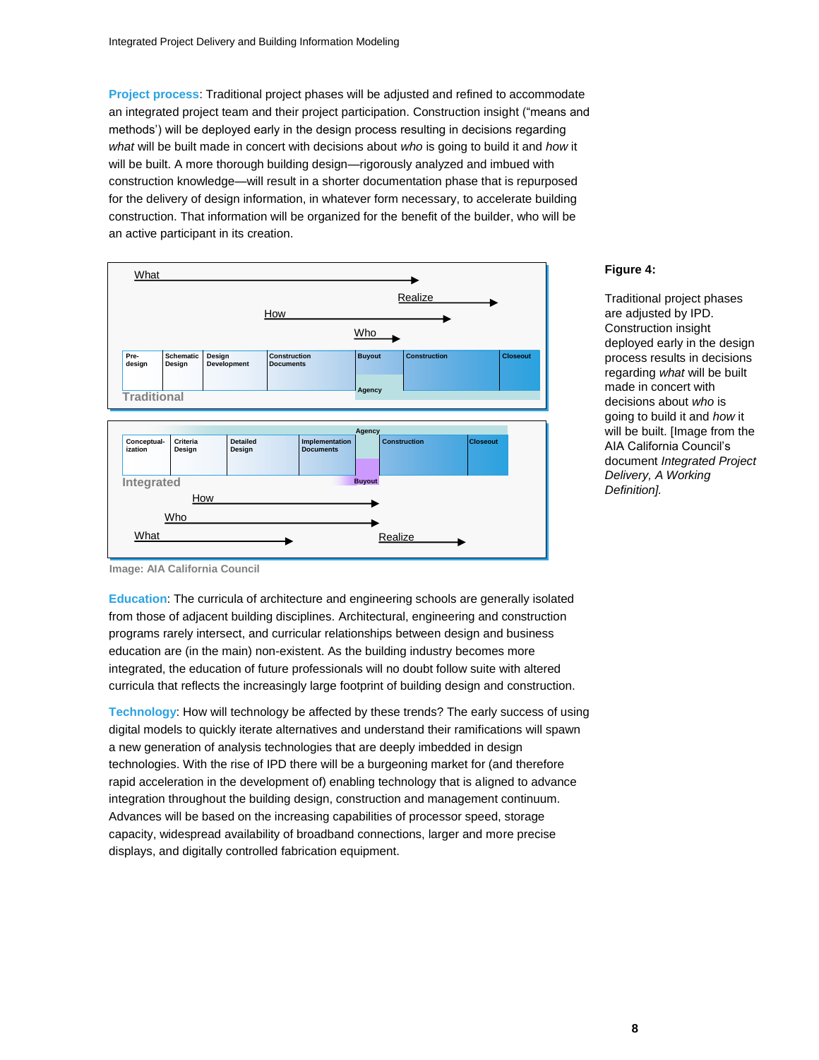**Project process**: Traditional project phases will be adjusted and refined to accommodate an integrated project team and their project participation. Construction insight ("means and methods') will be deployed early in the design process resulting in decisions regarding *what* will be built made in concert with decisions about *who* is going to build it and *how* it will be built. A more thorough building design—rigorously analyzed and imbued with construction knowledge—will result in a shorter documentation phase that is repurposed for the delivery of design information, in whatever form necessary, to accelerate building construction. That information will be organized for the benefit of the builder, who will be an active participant in its creation.

Image: AIA California Council

**Figure 4:**

Traditional project phases are adjusted by IPD. Construction insight deployed early in the design process results in decisions regarding *what* will be built made in concert with decisions about *who* is going to build it and *how* it will be built. [Image from the AIA California Council's document *Integrated Project Delivery, A Working Definition]*.

**Education**: The curricula of architecture and engineering schools are generally isolated from those of adjacent building disciplines. Architectural, engineering and construction programs rarely intersect, and curricular relationships between design and business education are (in the main) non-existent. As the building industry becomes more integrated, the education of future professionals will no doubt follow suite with altered curricula that reflects the increasingly large footprint of building design and construction.

**Technology**: How will technology be affected by these trends? The early success of using digital models to quickly iterate alternatives and understand their ramifications will spawn a new generation of analysis technologies that are deeply imbedded in design technologies. With the rise of IPD there will be a burgeoning market for (and therefore rapid acceleration in the development of) enabling technology that is aligned to advance integration throughout the building design, construction and management continuum. Advances will be based on the increasing capabilities of processor speed, storage capacity, widespread availability of broadband connections, larger and more precise displays, and digitally controlled fabrication equipment.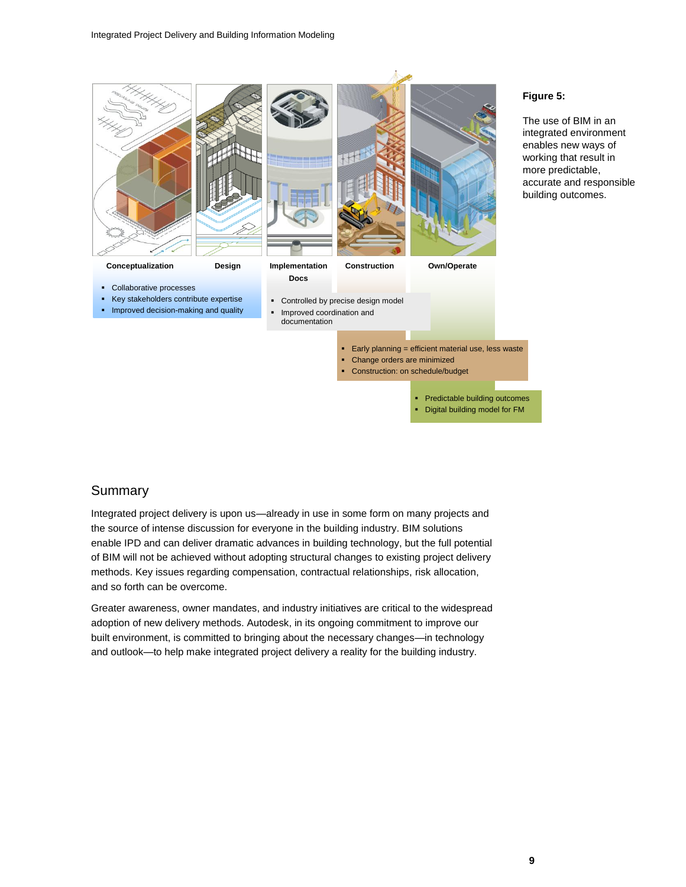**Conceptualization** | **Design** | **Implementation Docs** | **Construction** | **Own/Operate**

- Collaborative processes
- Key stakeholders contribute expertise
- Improved decision-making and quality

- Controlled by precise design model
- Improved coordination and documentation

- Early planning = efficient material use, less waste
- Change orders are minimized
- Construction: on schedule/budget

- Predictable building outcomes
- Digital building model for FM

**Figure 5:**

The use of BIM in an integrated environment enables new ways of working that result in more predictable, accurate and responsible building outcomes.

## Summary

Integrated project delivery is upon us—already in use in some form on many projects and the source of intense discussion for everyone in the building industry. BIM solutions enable IPD and can deliver dramatic advances in building technology, but the full potential of BIM will not be achieved without adopting structural changes to existing project delivery methods. Key issues regarding compensation, contractual relationships, risk allocation, and so forth can be overcome.

Greater awareness, owner mandates, and industry initiatives are critical to the widespread adoption of new delivery methods. Autodesk, in its ongoing commitment to improve our built environment, is committed to bringing about the necessary changes—in technology and outlook—to help make integrated project delivery a reality for the building industry.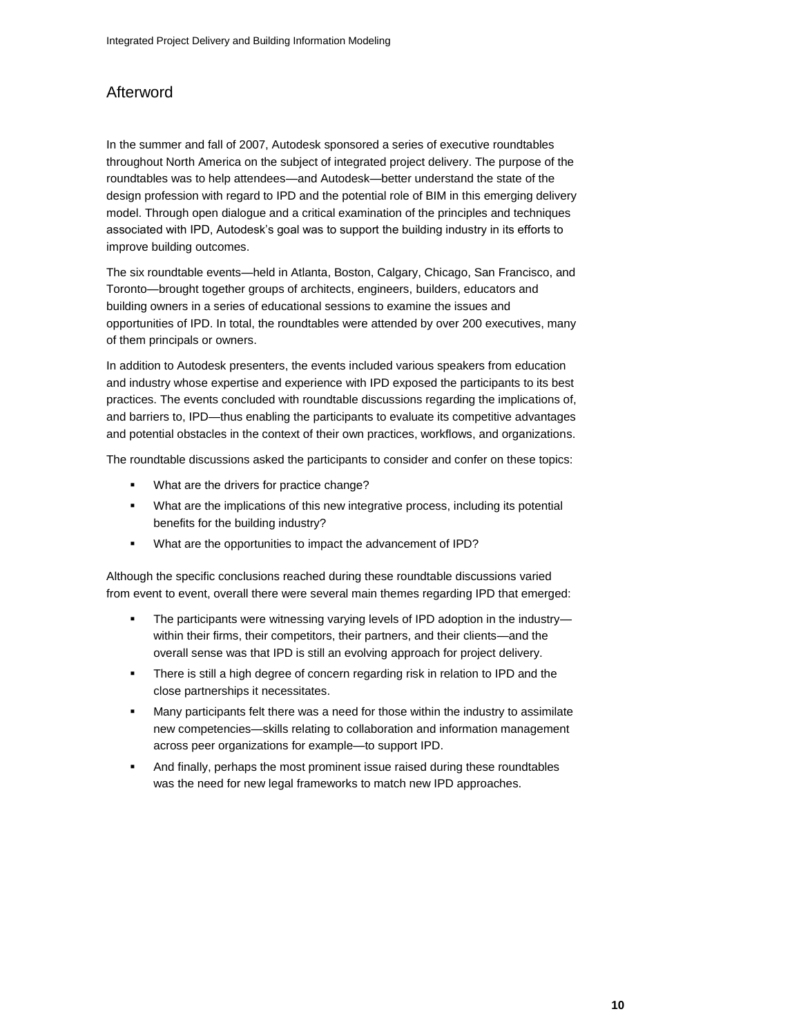## Afterword

In the summer and fall of 2007, Autodesk sponsored a series of executive roundtables throughout North America on the subject of integrated project delivery. The purpose of the roundtables was to help attendees—and Autodesk—better understand the state of the design profession with regard to IPD and the potential role of BIM in this emerging delivery model. Through open dialogue and a critical examination of the principles and techniques associated with IPD, Autodesk's goal was to support the building industry in its efforts to improve building outcomes.

The six roundtable events—held in Atlanta, Boston, Calgary, Chicago, San Francisco, and Toronto—brought together groups of architects, engineers, builders, educators and building owners in a series of educational sessions to examine the issues and opportunities of IPD. In total, the roundtables were attended by over 200 executives, many of them principals or owners.

In addition to Autodesk presenters, the events included various speakers from education and industry whose expertise and experience with IPD exposed the participants to its best practices. The events concluded with roundtable discussions regarding the implications of, and barriers to, IPD—thus enabling the participants to evaluate its competitive advantages and potential obstacles in the context of their own practices, workflows, and organizations.

The roundtable discussions asked the participants to consider and confer on these topics:

- What are the drivers for practice change?
- What are the implications of this new integrative process, including its potential benefits for the building industry?
- What are the opportunities to impact the advancement of IPD?

Although the specific conclusions reached during these roundtable discussions varied from event to event, overall there were several main themes regarding IPD that emerged:

- The participants were witnessing varying levels of IPD adoption in the industry—within their firms, their competitors, their partners, and their clients—and the overall sense was that IPD is still an evolving approach for project delivery.
- There is still a high degree of concern regarding risk in relation to IPD and the close partnerships it necessitates.
- Many participants felt there was a need for those within the industry to assimilate new competencies—skills relating to collaboration and information management across peer organizations for example—to support IPD.
- And finally, perhaps the most prominent issue raised during these roundtables was the need for new legal frameworks to match new IPD approaches.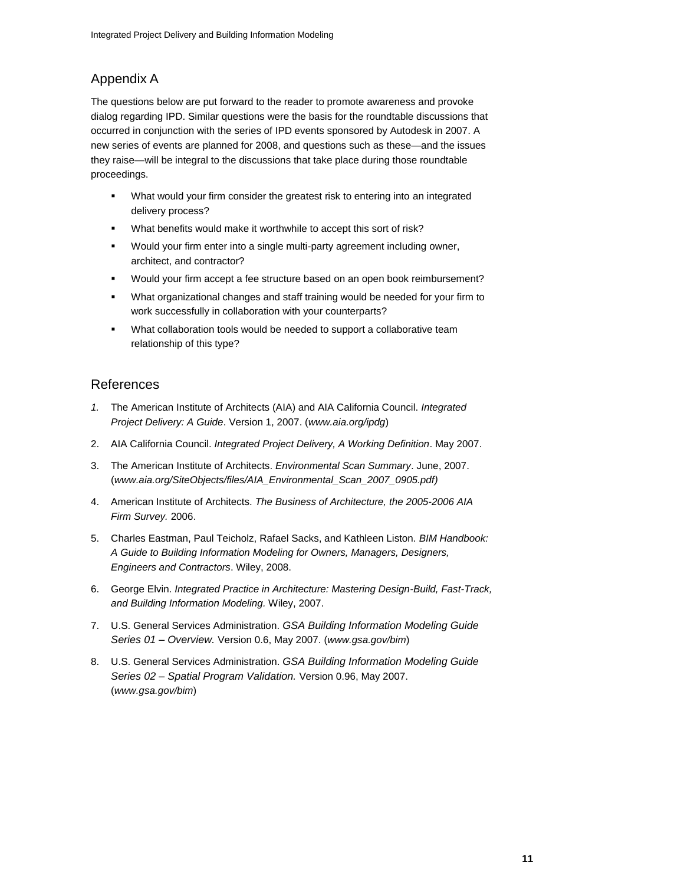## Appendix A

The questions below are put forward to the reader to promote awareness and provoke dialog regarding IPD. Similar questions were the basis for the roundtable discussions that occurred in conjunction with the series of IPD events sponsored by Autodesk in 2007. A new series of events are planned for 2008, and questions such as these—and the issues they raise—will be integral to the discussions that take place during those roundtable proceedings.

- What would your firm consider the greatest risk to entering into an integrated delivery process?
- What benefits would make it worthwhile to accept this sort of risk?
- Would your firm enter into a single multi-party agreement including owner, architect, and contractor?
- Would your firm accept a fee structure based on an open book reimbursement?
- What organizational changes and staff training would be needed for your firm to work successfully in collaboration with your counterparts?
- What collaboration tools would be needed to support a collaborative team relationship of this type?

## References

1. The American Institute of Architects (AIA) and AIA California Council. *Integrated Project Delivery: A Guide*. Version 1, 2007. (*www.aia.org/ipdg*)
2. AIA California Council. *Integrated Project Delivery, A Working Definition*. May 2007.
3. The American Institute of Architects. *Environmental Scan Summary*. June, 2007. (*www.aia.org/SiteObjects/files/AIA_Environmental_Scan_2007_0905.pdf)*
4. American Institute of Architects. *The Business of Architecture, the 2005-2006 AIA Firm Survey.* 2006.
5. Charles Eastman, Paul Teicholz, Rafael Sacks, and Kathleen Liston. *BIM Handbook: A Guide to Building Information Modeling for Owners, Managers, Designers, Engineers and Contractors*. Wiley, 2008.
6. George Elvin. *Integrated Practice in Architecture: Mastering Design-Build, Fast-Track, and Building Information Modeling.* Wiley, 2007.
7. U.S. General Services Administration. *GSA Building Information Modeling Guide Series 01 – Overview.* Version 0.6, May 2007. (*www.gsa.gov/bim*)
8. U.S. General Services Administration. *GSA Building Information Modeling Guide Series 02 – Spatial Program Validation.* Version 0.96, May 2007. (*www.gsa.gov/bim*)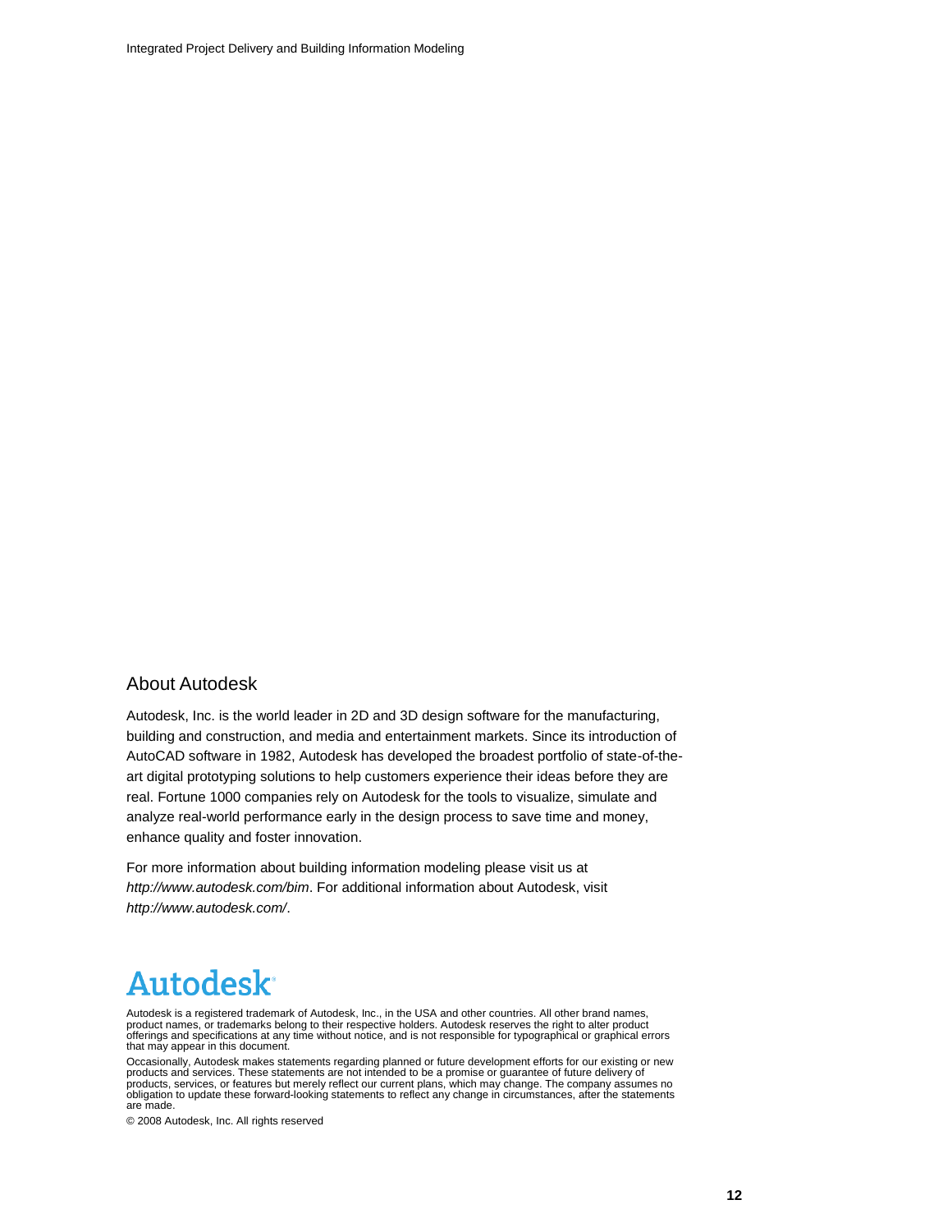## About Autodesk

Autodesk, Inc. is the world leader in 2D and 3D design software for the manufacturing, building and construction, and media and entertainment markets. Since its introduction of AutoCAD software in 1982, Autodesk has developed the broadest portfolio of state-of-the-art digital prototyping solutions to help customers experience their ideas before they are real. Fortune 1000 companies rely on Autodesk for the tools to visualize, simulate and analyze real-world performance early in the design process to save time and money, enhance quality and foster innovation.

For more information about building information modeling please visit us at *http://www.autodesk.com/bim*. For additional information about Autodesk, visit *http://www.autodesk.com/*.

**Autodesk®**

Autodesk is a registered trademark of Autodesk, Inc., in the USA and other countries. All other brand names, product names, or trademarks belong to their respective holders. Autodesk reserves the right to alter product offerings and specifications at any time without notice, and is not responsible for typographical or graphical errors that may appear in this document.

Occasionally, Autodesk makes statements regarding planned or future development efforts for our existing or new products and services. These statements are not intended to be a promise or guarantee of future delivery of products, services, or features but merely reflect our current plans, which may change. The company assumes no obligation to update these forward-looking statements to reflect any change in circumstances, after the statements are made.

© 2008 Autodesk, Inc. All rights reserved